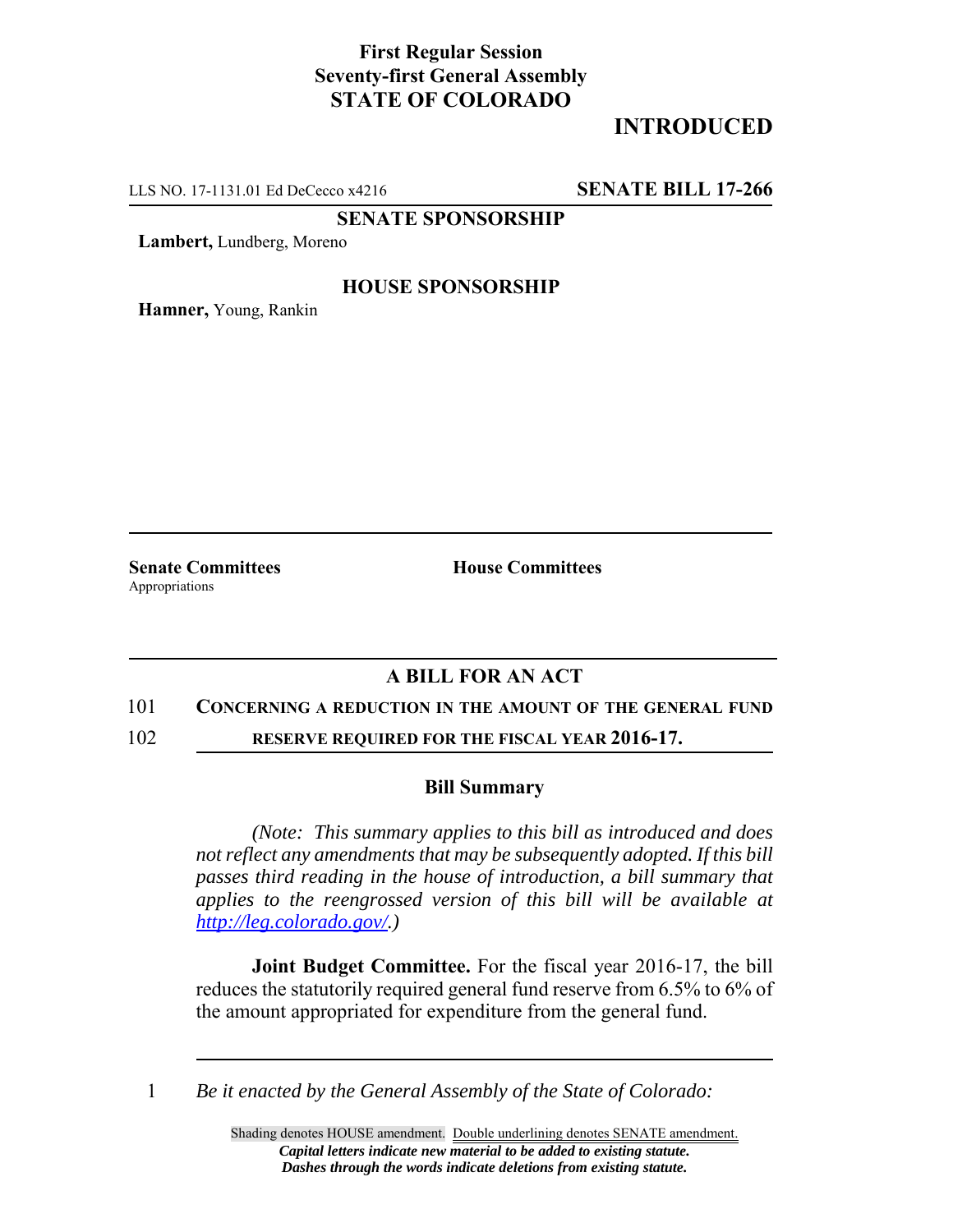**First Regular Session**
**Seventy-first General Assembly**
**STATE OF COLORADO**

# INTRODUCTED

LLS NO. 17-1131.01 Ed DeCecco x4216 **SENATE BILL 17-266**

**SENATE SPONSORSHIP**

**Lambert,** Lundberg, Moreno

**HOUSE SPONSORSHIP**

**Hamner,** Young, Rankin

**Senate Committees**
Appropriations

**House Committees**

## A BILL FOR AN ACT

101 **CONCERNING A REDUCTION IN THE AMOUNT OF THE GENERAL FUND**
102 **RESERVE REQUIRED FOR THE FISCAL YEAR 2016-17.**

### Bill Summary

*(Note: This summary applies to this bill as introduced and does not reflect any amendments that may be subsequently adopted. If this bill passes third reading in the house of introduction, a bill summary that applies to the reengrossed version of this bill will be available at http://leg.colorado.gov/.)*

**Joint Budget Committee.** For the fiscal year 2016-17, the bill reduces the statutorily required general fund reserve from 6.5% to 6% of the amount appropriated for expenditure from the general fund.

1 *Be it enacted by the General Assembly of the State of Colorado:*

Shading denotes HOUSE amendment. Double underlining denotes SENATE amendment.
***Capital letters indicate new material to be added to existing statute.***
***Dashes through the words indicate deletions from existing statute.***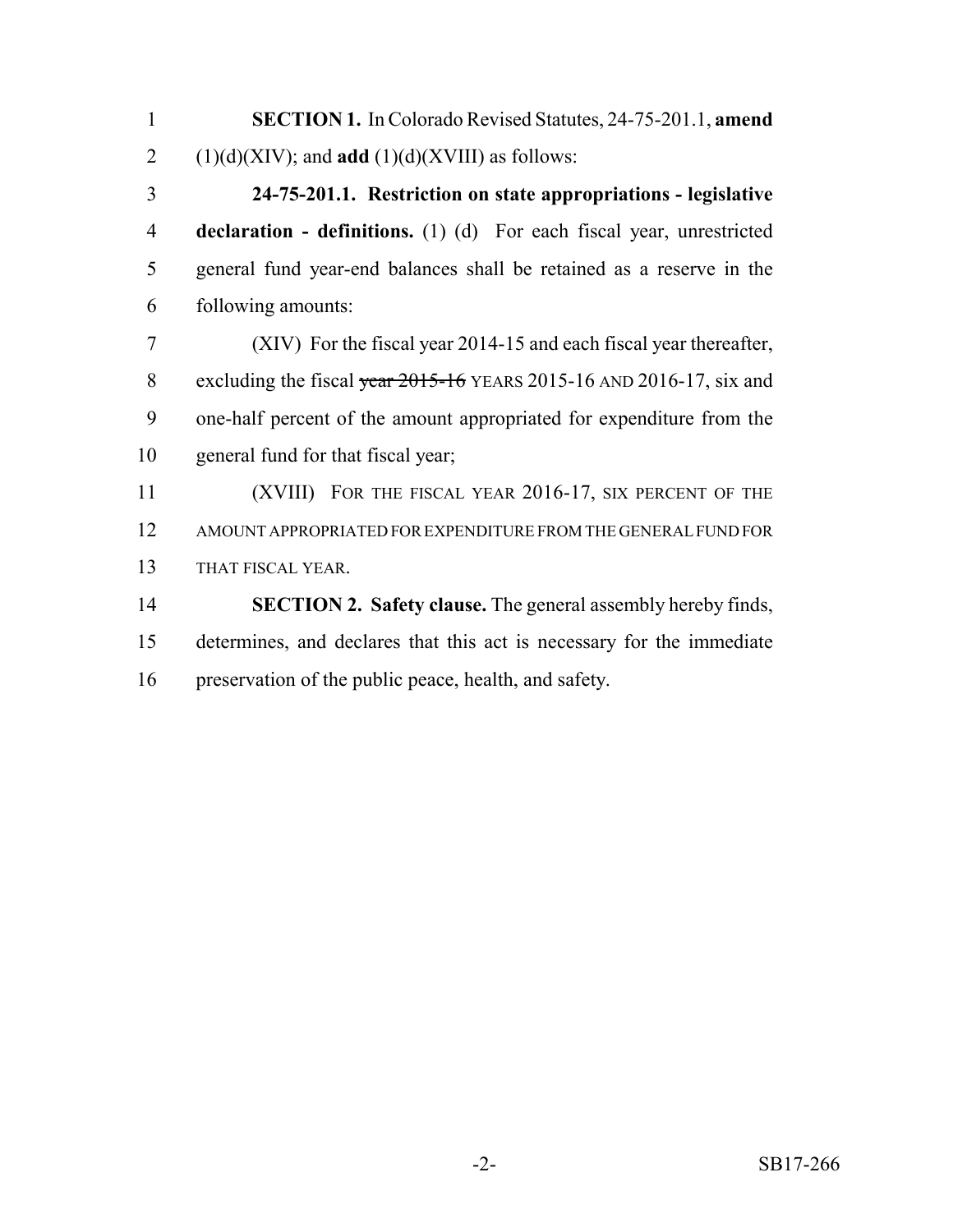**SECTION 1.** In Colorado Revised Statutes, 24-75-201.1, **amend** (1)(d)(XIV); and **add** (1)(d)(XVIII) as follows:

**24-75-201.1. Restriction on state appropriations - legislative declaration - definitions.** (1) (d) For each fiscal year, unrestricted general fund year-end balances shall be retained as a reserve in the following amounts:

(XIV) For the fiscal year 2014-15 and each fiscal year thereafter, excluding the fiscal ~~year 2015-16~~ YEARS 2015-16 AND 2016-17, six and one-half percent of the amount appropriated for expenditure from the general fund for that fiscal year;

(XVIII) FOR THE FISCAL YEAR 2016-17, SIX PERCENT OF THE AMOUNT APPROPRIATED FOR EXPENDITURE FROM THE GENERAL FUND FOR THAT FISCAL YEAR.

**SECTION 2. Safety clause.** The general assembly hereby finds, determines, and declares that this act is necessary for the immediate preservation of the public peace, health, and safety.